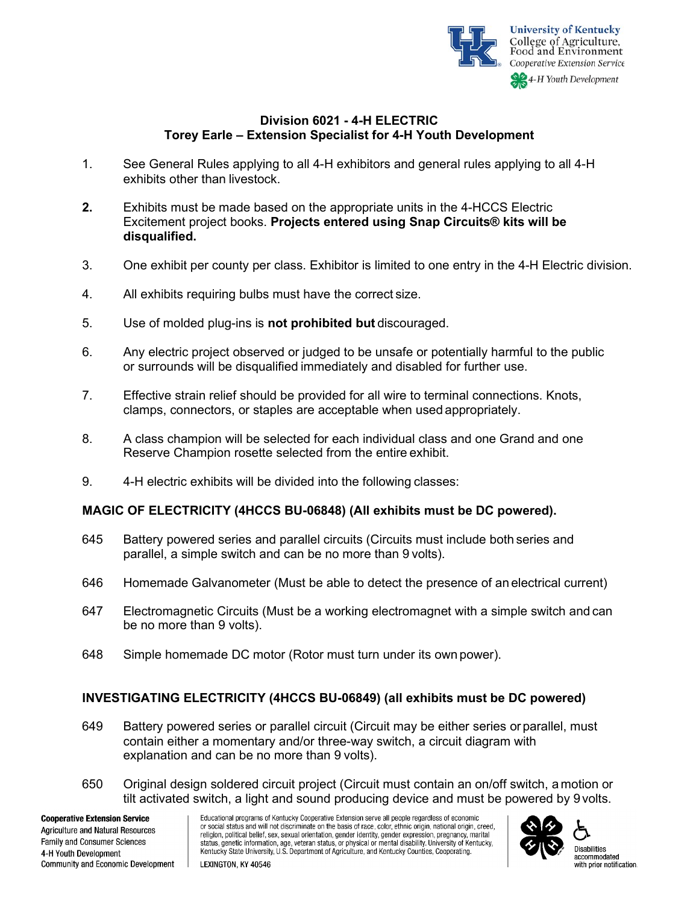University of Kentucky
College of Agriculture, Food and Environment
Cooperative Extension Service
4-H Youth Development

# Division 6021 - 4-H ELECTRIC
## Torey Earle – Extension Specialist for 4-H Youth Development

1. See General Rules applying to all 4-H exhibitors and general rules applying to all 4-H exhibits other than livestock.

2. Exhibits must be made based on the appropriate units in the 4-HCCS Electric Excitement project books. **Projects entered using Snap Circuits® kits will be disqualified.**

3. One exhibit per county per class. Exhibitor is limited to one entry in the 4-H Electric division.

4. All exhibits requiring bulbs must have the correct size.

5. Use of molded plug-ins is **not prohibited but** discouraged.

6. Any electric project observed or judged to be unsafe or potentially harmful to the public or surrounds will be disqualified immediately and disabled for further use.

7. Effective strain relief should be provided for all wire to terminal connections. Knots, clamps, connectors, or staples are acceptable when used appropriately.

8. A class champion will be selected for each individual class and one Grand and one Reserve Champion rosette selected from the entire exhibit.

9. 4-H electric exhibits will be divided into the following classes:

**MAGIC OF ELECTRICITY (4HCCS BU-06848) (All exhibits must be DC powered).**

645 Battery powered series and parallel circuits (Circuits must include both series and parallel, a simple switch and can be no more than 9 volts).

646 Homemade Galvanometer (Must be able to detect the presence of an electrical current)

647 Electromagnetic Circuits (Must be a working electromagnet with a simple switch and can be no more than 9 volts).

648 Simple homemade DC motor (Rotor must turn under its own power).

**INVESTIGATING ELECTRICITY (4HCCS BU-06849) (all exhibits must be DC powered)**

649 Battery powered series or parallel circuit (Circuit may be either series or parallel, must contain either a momentary and/or three-way switch, a circuit diagram with explanation and can be no more than 9 volts).

650 Original design soldered circuit project (Circuit must contain an on/off switch, a motion or tilt activated switch, a light and sound producing device and must be powered by 9 volts.

**Cooperative Extension Service**
Agriculture and Natural Resources
Family and Consumer Sciences
4-H Youth Development
Community and Economic Development

Educational programs of Kentucky Cooperative Extension serve all people regardless of economic or social status and will not discriminate on the basis of race, color, ethnic origin, national origin, creed, religion, political belief, sex, sexual orientation, gender identity, gender expression, pregnancy, marital status, genetic information, age, veteran status, or physical or mental disability. University of Kentucky, Kentucky State University, U.S. Department of Agriculture, and Kentucky Counties, Cooperating.
LEXINGTON, KY 40546

Disabilities accommodated with prior notification.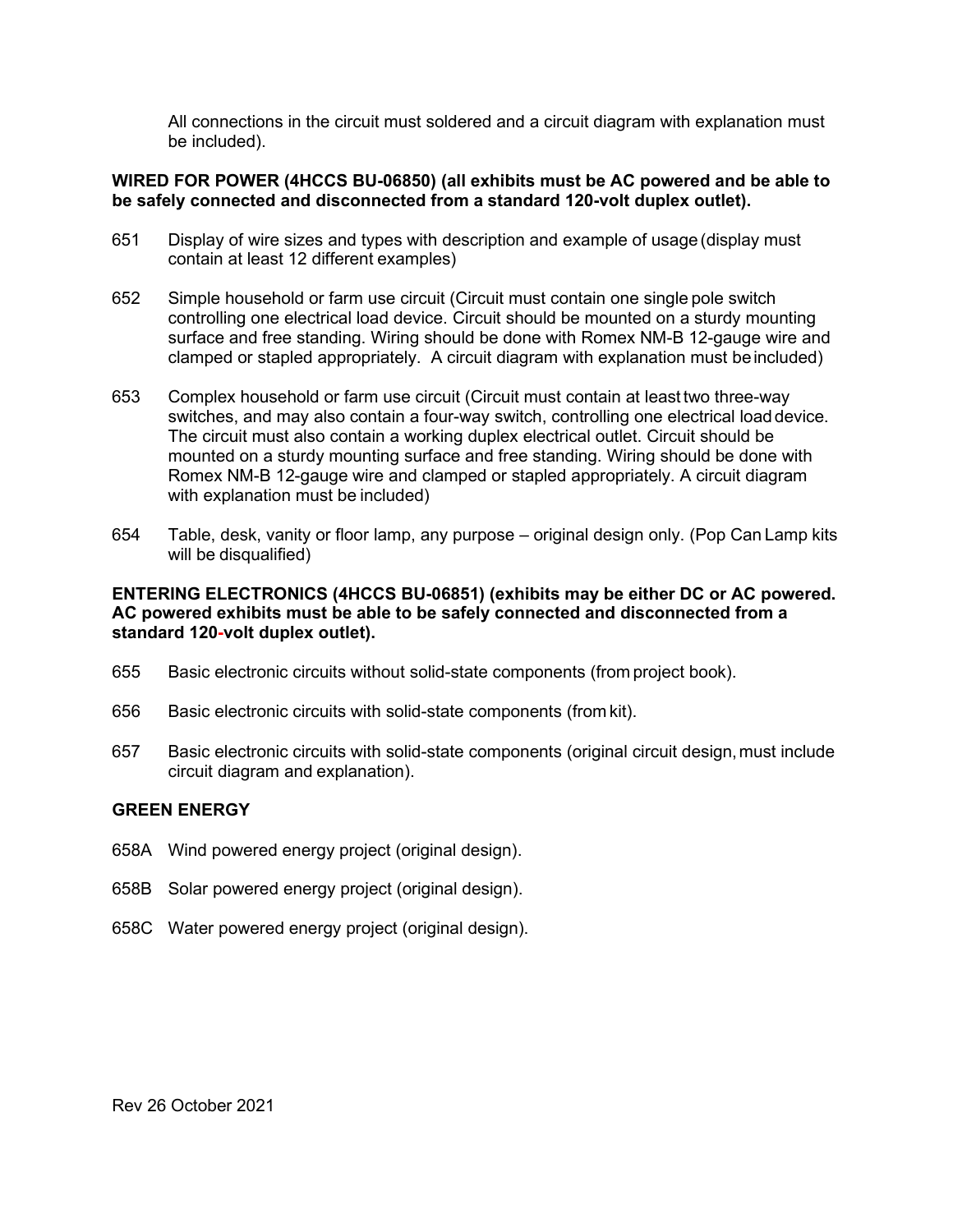All connections in the circuit must soldered and a circuit diagram with explanation must be included).

**WIRED FOR POWER (4HCCS BU-06850) (all exhibits must be AC powered and be able to be safely connected and disconnected from a standard 120-volt duplex outlet).**

651 Display of wire sizes and types with description and example of usage (display must contain at least 12 different examples)

652 Simple household or farm use circuit (Circuit must contain one single pole switch controlling one electrical load device. Circuit should be mounted on a sturdy mounting surface and free standing. Wiring should be done with Romex NM-B 12-gauge wire and clamped or stapled appropriately. A circuit diagram with explanation must be included)

653 Complex household or farm use circuit (Circuit must contain at least two three-way switches, and may also contain a four-way switch, controlling one electrical load device. The circuit must also contain a working duplex electrical outlet. Circuit should be mounted on a sturdy mounting surface and free standing. Wiring should be done with Romex NM-B 12-gauge wire and clamped or stapled appropriately. A circuit diagram with explanation must be included)

654 Table, desk, vanity or floor lamp, any purpose – original design only. (Pop Can Lamp kits will be disqualified)

**ENTERING ELECTRONICS (4HCCS BU-06851) (exhibits may be either DC or AC powered. AC powered exhibits must be able to be safely connected and disconnected from a standard 120-volt duplex outlet).**

655 Basic electronic circuits without solid-state components (from project book).

656 Basic electronic circuits with solid-state components (from kit).

657 Basic electronic circuits with solid-state components (original circuit design, must include circuit diagram and explanation).

**GREEN ENERGY**

658A Wind powered energy project (original design).

658B Solar powered energy project (original design).

658C Water powered energy project (original design).

Rev 26 October 2021